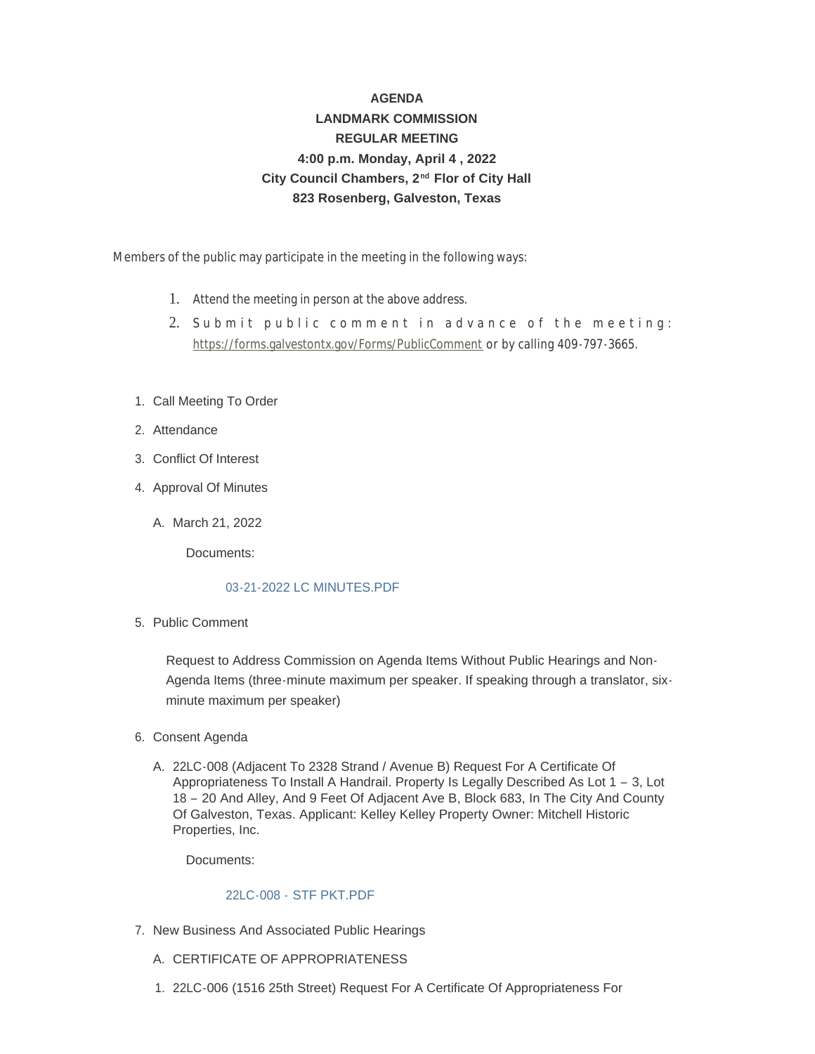**AGENDA**

**LANDMARK COMMISSION**

**REGULAR MEETING**

**4:00 p.m. Monday, April 4 , 2022**

**City Council Chambers, 2nd Flor of City Hall**

**823 Rosenberg, Galveston, Texas**

Members of the public may participate in the meeting in the following ways:

1. Attend the meeting in person at the above address.
2. Submit public comment in advance of the meeting: https://forms.galvestontx.gov/Forms/PublicComment or by calling 409-797-3665.

1. Call Meeting To Order
2. Attendance
3. Conflict Of Interest
4. Approval Of Minutes
   A. March 21, 2022

      Documents:

      03-21-2022 LC MINUTES.PDF

5. Public Comment

   Request to Address Commission on Agenda Items Without Public Hearings and Non-Agenda Items (three-minute maximum per speaker. If speaking through a translator, six-minute maximum per speaker)

6. Consent Agenda
   A. 22LC-008 (Adjacent To 2328 Strand / Avenue B) Request For A Certificate Of Appropriateness To Install A Handrail. Property Is Legally Described As Lot 1 – 3, Lot 18 – 20 And Alley, And 9 Feet Of Adjacent Ave B, Block 683, In The City And County Of Galveston, Texas. Applicant: Kelley Kelley Property Owner: Mitchell Historic Properties, Inc.

      Documents:

      22LC-008 - STF PKT.PDF

7. New Business And Associated Public Hearings
   A. CERTIFICATE OF APPROPRIATENESS
   1. 22LC-006 (1516 25th Street) Request For A Certificate Of Appropriateness For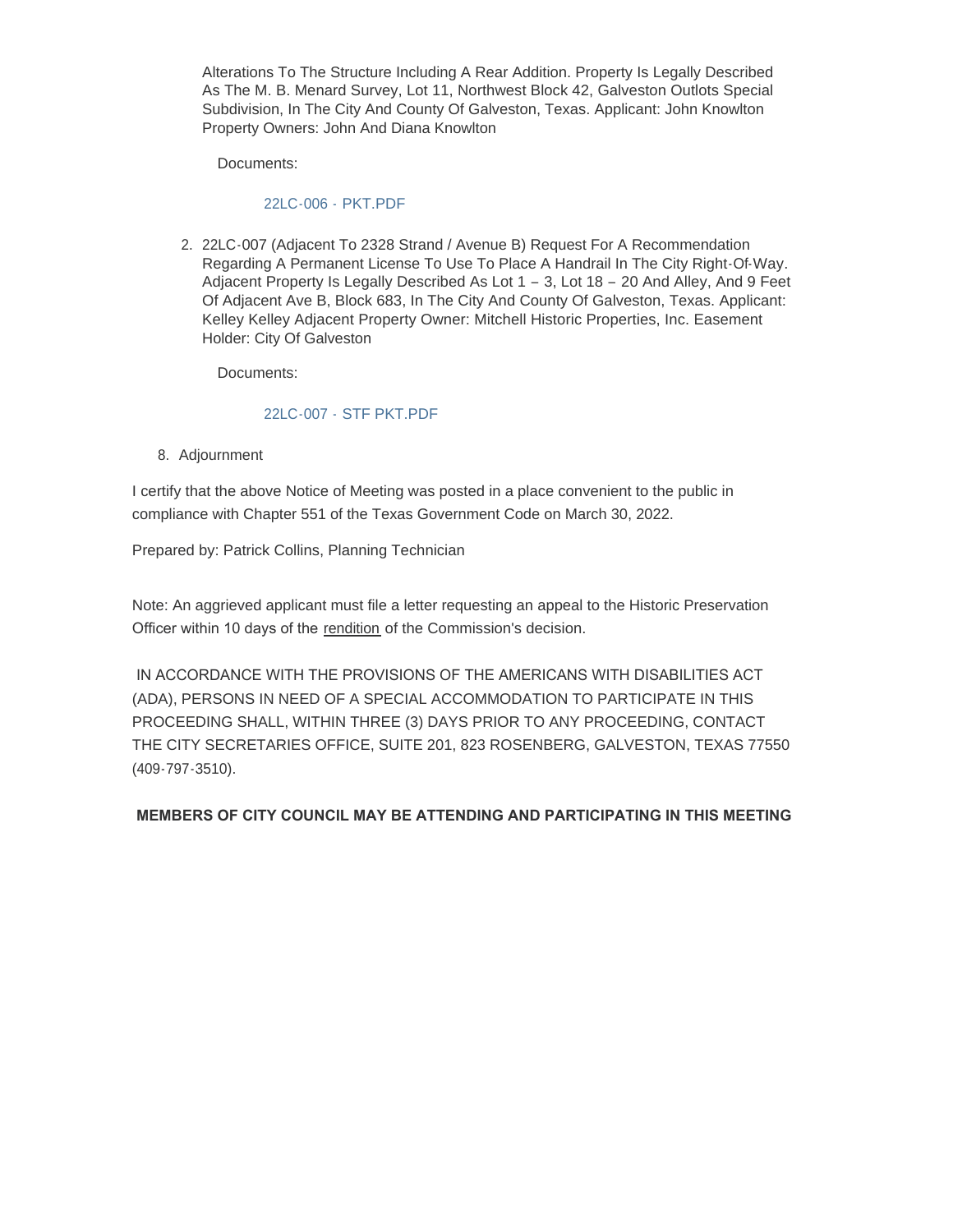Alterations To The Structure Including A Rear Addition. Property Is Legally Described As The M. B. Menard Survey, Lot 11, Northwest Block 42, Galveston Outlots Special Subdivision, In The City And County Of Galveston, Texas. Applicant: John Knowlton Property Owners: John And Diana Knowlton

Documents:

22LC-006 - PKT.PDF

2. 22LC-007 (Adjacent To 2328 Strand / Avenue B) Request For A Recommendation Regarding A Permanent License To Use To Place A Handrail In The City Right-Of-Way. Adjacent Property Is Legally Described As Lot 1 – 3, Lot 18 – 20 And Alley, And 9 Feet Of Adjacent Ave B, Block 683, In The City And County Of Galveston, Texas. Applicant: Kelley Kelley Adjacent Property Owner: Mitchell Historic Properties, Inc. Easement Holder: City Of Galveston

Documents:

22LC-007 - STF PKT.PDF

8. Adjournment

I certify that the above Notice of Meeting was posted in a place convenient to the public in compliance with Chapter 551 of the Texas Government Code on March 30, 2022.

Prepared by: Patrick Collins, Planning Technician

Note: An aggrieved applicant must file a letter requesting an appeal to the Historic Preservation Officer within 10 days of the rendition of the Commission's decision.

IN ACCORDANCE WITH THE PROVISIONS OF THE AMERICANS WITH DISABILITIES ACT (ADA), PERSONS IN NEED OF A SPECIAL ACCOMMODATION TO PARTICIPATE IN THIS PROCEEDING SHALL, WITHIN THREE (3) DAYS PRIOR TO ANY PROCEEDING, CONTACT THE CITY SECRETARIES OFFICE, SUITE 201, 823 ROSENBERG, GALVESTON, TEXAS 77550 (409-797-3510).

**MEMBERS OF CITY COUNCIL MAY BE ATTENDING AND PARTICIPATING IN THIS MEETING**